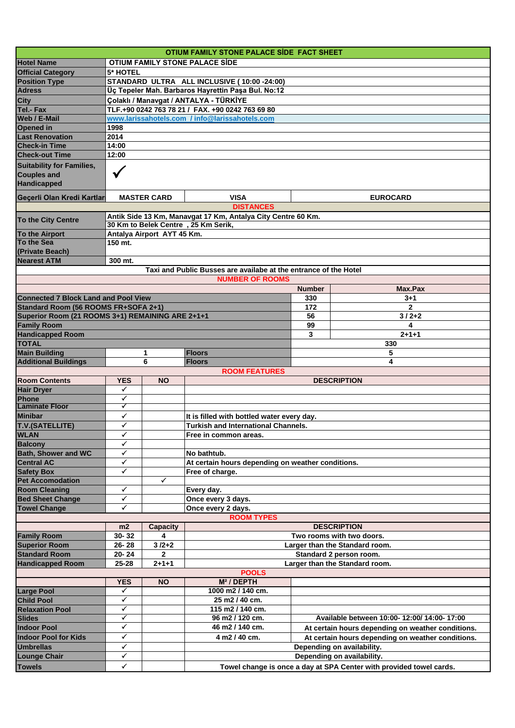# OTIUM FAMILY STONE PALACE SİDE FACT SHEET

| | |
|---|---|
| **Hotel Name** | OTIUM FAMILY STONE PALACE SİDE |
| **Official Category** | 5* HOTEL |
| **Position Type** | STANDARD ULTRA ALL INCLUSIVE ( 10:00 -24:00) |
| **Adress** | Üç Tepeler Mah. Barbaros Hayrettin Paşa Bul. No:12 |
| **City** | Çolaklı / Manavgat / ANTALYA - TÜRKİYE |
| **Tel.- Fax** | TLF.+90 0242 763 78 21 / FAX. +90 0242 763 69 80 |
| **Web / E-Mail** | www.larissahotels.com / info@larissahotels.com |
| **Opened in** | 1998 |
| **Last Renovation** | 2014 |
| **Check-in Time** | 14:00 |
| **Check-out Time** | 12:00 |
| **Suitability for Families, Couples and Handicapped** | ✓ |

| | | | |
|---|---|---|---|
| **Geçerli Olan Kredi Kartları** | MASTER CARD | VISA | EUROCARD |

## DISTANCES

| | |
|---|---|
| **To the City Centre** | Antik Side 13 Km, Manavgat 17 Km, Antalya City Centre 60 Km. 30 Km to Belek Centre , 25 Km Serik, |
| **To the Airport** | Antalya Airport AYT 45 Km. |
| **To the Sea (Private Beach)** | 150 mt. |
| **Nearest ATM** | 300 mt. |

Taxi and Public Busses are availabe at the entrance of the Hotel

## NUMBER OF ROOMS

| | | | | |
|---|---|---|---|---|
| | | | **Number** | **Max.Pax** |
| **Connected 7 Block Land and Pool View** | | | 330 | 3+1 |
| **Standard Room (56 ROOMS FR+SOFA 2+1)** | | | 172 | 2 |
| **Superior Room (21 ROOMS 3+1) REMAINING ARE 2+1+1** | | | 56 | 3 / 2+2 |
| **Family Room** | | | 99 | 4 |
| **Handicapped Room** | | | 3 | 2+1+1 |
| **TOTAL** | | | 330 | |
| **Main Building** | 1 | Floors | 5 | |
| **Additional Buildings** | 6 | Floors | 4 | |

## ROOM FEATURES

| Room Contents | YES | NO | DESCRIPTION |
|---|---|---|---|
| **Hair Dryer** | ✓ | | |
| **Phone** | ✓ | | |
| **Laminate Floor** | ✓ | | |
| **Minibar** | ✓ | | It is filled with bottled water every day. |
| **T.V.(SATELLITE)** | ✓ | | Turkish and International Channels. |
| **WLAN** | ✓ | | Free in common areas. |
| **Balcony** | ✓ | | |
| **Bath, Shower and WC** | ✓ | | No bathtub. |
| **Central AC** | ✓ | | At certain hours depending on weather conditions. |
| **Safety Box** | ✓ | | Free of charge. |
| **Pet Accomodation** | | ✓ | |
| **Room Cleaning** | ✓ | | Every day. |
| **Bed Sheet Change** | ✓ | | Once every 3 days. |
| **Towel Change** | ✓ | | Once every 2 days. |

## ROOM TYPES

| | m2 | Capacity | DESCRIPTION |
|---|---|---|---|
| **Family Room** | 30- 32 | 4 | Two rooms with two doors. |
| **Superior Room** | 26- 28 | 3 /2+2 | Larger than the Standard room. |
| **Standard Room** | 20- 24 | 2 | Standard 2 person room. |
| **Handicapped Room** | 25-28 | 2+1+1 | Larger than the Standard room. |

## POOLS

| | YES | NO | M² / DEPTH | |
|---|---|---|---|---|
| **Large Pool** | ✓ | | 1000 m2 / 140 cm. | |
| **Child Pool** | ✓ | | 25 m2 / 40 cm. | |
| **Relaxation Pool** | ✓ | | 115 m2 / 140 cm. | |
| **Slides** | ✓ | | 96 m2 / 120 cm. | Available between 10:00- 12:00/ 14:00- 17:00 |
| **Indoor Pool** | ✓ | | 46 m2 / 140 cm. | At certain hours depending on weather conditions. |
| **Indoor Pool for Kids** | ✓ | | 4 m2 / 40 cm. | At certain hours depending on weather conditions. |
| **Umbrellas** | ✓ | | Depending on availability. | |
| **Lounge Chair** | ✓ | | Depending on availability. | |
| **Towels** | ✓ | | Towel change is once a day at SPA Center with provided towel cards. | |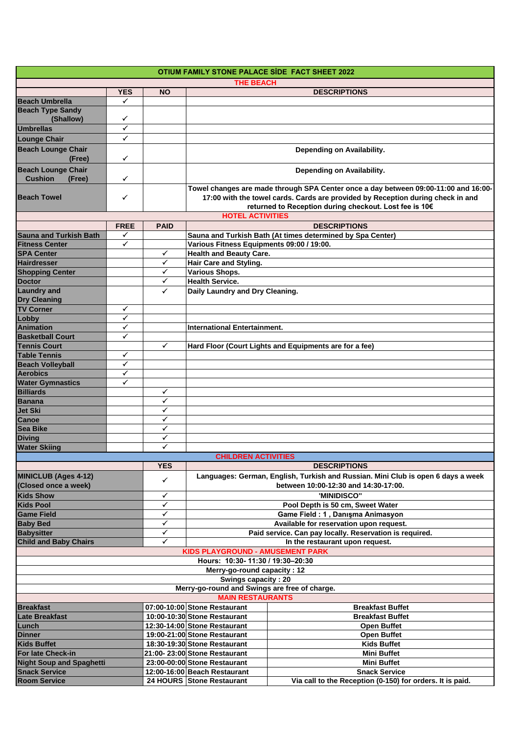# OTIUM FAMILY STONE PALACE SİDE FACT SHEET 2022

## THE BEACH

| | YES | NO | DESCRIPTIONS |
|---|---|---|---|
| Beach Umbrella | ✓ | | |
| Beach Type Sandy (Shallow) | ✓ | | |
| Umbrellas | ✓ | | |
| Lounge Chair | ✓ | | |
| Beach Lounge Chair (Free) | ✓ | | Depending on Availability. |
| Beach Lounge Chair Cushion (Free) | ✓ | | Depending on Availability. |
| Beach Towel | ✓ | | Towel changes are made through SPA Center once a day between 09:00-11:00 and 16:00-17:00 with the towel cards. Cards are provided by Reception during check in and returned to Reception during checkout. Lost fee is 10€ |

## HOTEL ACTIVITIES

| | FREE | PAID | DESCRIPTIONS |
|---|---|---|---|
| Sauna and Turkish Bath | ✓ | | Sauna and Turkish Bath (At times determined by Spa Center) |
| Fitness Center | ✓ | | Various Fitness Equipments 09:00 / 19:00. |
| SPA Center | | ✓ | Health and Beauty Care. |
| Hairdresser | | ✓ | Hair Care and Styling. |
| Shopping Center | | ✓ | Various Shops. |
| Doctor | | ✓ | Health Service. |
| Laundry and Dry Cleaning | | ✓ | Daily Laundry and Dry Cleaning. |
| TV Corner | ✓ | | |
| Lobby | ✓ | | |
| Animation | ✓ | | International Entertainment. |
| Basketball Court | ✓ | | |
| Tennis Court | | ✓ | Hard Floor (Court Lights and Equipments are for a fee) |
| Table Tennis | ✓ | | |
| Beach Volleyball | ✓ | | |
| Aerobics | ✓ | | |
| Water Gymnastics | ✓ | | |
| Billiards | | ✓ | |
| Banana | | ✓ | |
| Jet Ski | | ✓ | |
| Canoe | | ✓ | |
| Sea Bike | | ✓ | |
| Diving | | ✓ | |
| Water Skiing | | ✓ | |

## CHILDREN ACTIVITIES

| | YES | DESCRIPTIONS |
|---|---|---|
| MINICLUB (Ages 4-12) (Closed once a week) | ✓ | Languages: German, English, Turkish and Russian. Mini Club is open 6 days a week between 10:00-12:30 and 14:30-17:00. |
| Kids Show | ✓ | 'MINIDISCO'' |
| Kids Pool | ✓ | Pool Depth is 50 cm, Sweet Water |
| Game Field | ✓ | Game Field : 1 , Danışma Animasyon |
| Baby Bed | ✓ | Available for reservation upon request. |
| Babysitter | ✓ | Paid service. Can pay locally. Reservation is required. |
| Child and Baby Chairs | ✓ | In the restaurant upon request. |

## KIDS PLAYGROUND - AMUSEMENT PARK

Hours: 10:30- 11:30 / 19:30–20:30

Merry-go-round capacity : 12

Swings capacity : 20

Merry-go-round and Swings are free of charge.

## MAIN RESTAURANTS

| | | | |
|---|---|---|---|
| Breakfast | 07:00-10:00 | Stone Restaurant | Breakfast Buffet |
| Late Breakfast | 10:00-10:30 | Stone Restaurant | Breakfast Buffet |
| Lunch | 12:30-14:00 | Stone Restaurant | Open Buffet |
| Dinner | 19:00-21:00 | Stone Restaurant | Open Buffet |
| Kids Buffet | 18:30-19:30 | Stone Restaurant | Kids Buffet |
| For late Check-in | 21:00- 23:00 | Stone Restaurant | Mini Buffet |
| Night Soup and Spaghetti | 23:00-00:00 | Stone Restaurant | Mini Buffet |
| Snack Service | 12:00-16:00 | Beach Restaurant | Snack Service |
| Room Service | 24 HOURS | Stone Restaurant | Via call to the Reception (0-150) for orders. It is paid. |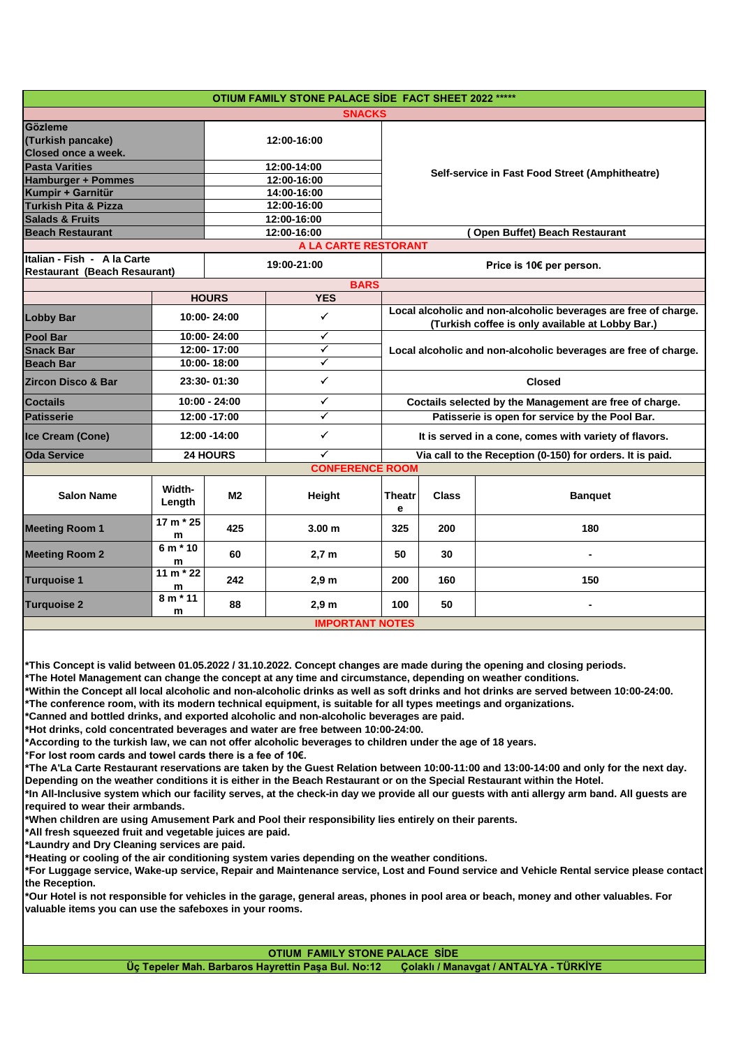# OTIUM FAMILY STONE PALACE SİDE FACT SHEET 2022 *****

## SNACKS

| | | |
|---|---|---|
| Gözleme (Turkish pancake) Closed once a week. | 12:00-16:00 | Self-service in Fast Food Street (Amphitheatre) |
| Pasta Varities | 12:00-14:00 | |
| Hamburger + Pommes | 12:00-16:00 | |
| Kumpir + Garnitür | 14:00-16:00 | |
| Turkish Pita & Pizza | 12:00-16:00 | |
| Salads & Fruits | 12:00-16:00 | |
| Beach Restaurant | 12:00-16:00 | ( Open Buffet) Beach Restaurant |

## A LA CARTE RESTORANT

| | | |
|---|---|---|
| Italian - Fish - A la Carte Restaurant (Beach Resaurant) | 19:00-21:00 | Price is 10€ per person. |

## BARS

| | HOURS | YES | |
|---|---|---|---|
| Lobby Bar | 10:00- 24:00 | ✓ | Local alcoholic and non-alcoholic beverages are free of charge. (Turkish coffee is only available at Lobby Bar.) |
| Pool Bar | 10:00- 24:00 | ✓ | Local alcoholic and non-alcoholic beverages are free of charge. |
| Snack Bar | 12:00- 17:00 | ✓ | |
| Beach Bar | 10:00- 18:00 | ✓ | |
| Zircon Disco & Bar | 23:30- 01:30 | ✓ | Closed |
| Coctails | 10:00 - 24:00 | ✓ | Coctails selected by the Management are free of charge. |
| Patisserie | 12:00 -17:00 | ✓ | Patisserie is open for service by the Pool Bar. |
| Ice Cream (Cone) | 12:00 -14:00 | ✓ | It is served in a cone, comes with variety of flavors. |
| Oda Service | 24 HOURS | ✓ | Via call to the Reception (0-150) for orders. It is paid. |

## CONFERENCE ROOM

| Salon Name | Width-Length | M2 | Height | Theatre | Class | Banquet |
|---|---|---|---|---|---|---|
| Meeting Room 1 | 17 m * 25 m | 425 | 3.00 m | 325 | 200 | 180 |
| Meeting Room 2 | 6 m * 10 m | 60 | 2,7 m | 50 | 30 | - |
| Turquoise 1 | 11 m * 22 m | 242 | 2,9 m | 200 | 160 | 150 |
| Turquoise 2 | 8 m * 11 m | 88 | 2,9 m | 100 | 50 | - |

## IMPORTANT NOTES

*This Concept is valid between 01.05.2022 / 31.10.2022. Concept changes are made during the opening and closing periods.
*The Hotel Management can change the concept at any time and circumstance, depending on weather conditions.
*Within the Concept all local alcoholic and non-alcoholic drinks as well as soft drinks and hot drinks are served between 10:00-24:00.
*The conference room, with its modern technical equipment, is suitable for all types meetings and organizations.
*Canned and bottled drinks, and exported alcoholic and non-alcoholic beverages are paid.
*Hot drinks, cold concentrated beverages and water are free between 10:00-24:00.
*According to the turkish law, we can not offer alcoholic beverages to children under the age of 18 years.
*For lost room cards and towel cards there is a fee of 10€.
*The A'La Carte Restaurant reservations are taken by the Guest Relation between 10:00-11:00 and 13:00-14:00 and only for the next day. Depending on the weather conditions it is either in the Beach Restaurant or on the Special Restaurant within the Hotel.
*In All-Inclusive system which our facility serves, at the check-in day we provide all our guests with anti allergy arm band. All guests are required to wear their armbands.
*When children are using Amusement Park and Pool their responsibility lies entirely on their parents.
*All fresh squeezed fruit and vegetable juices are paid.
*Laundry and Dry Cleaning services are paid.
*Heating or cooling of the air conditioning system varies depending on the weather conditions.
*For Luggage service, Wake-up service, Repair and Maintenance service, Lost and Found service and Vehicle Rental service please contact the Reception.
*Our Hotel is not responsible for vehicles in the garage, general areas, phones in pool area or beach, money and other valuables. For valuable items you can use the safeboxes in your rooms.

**OTIUM FAMILY STONE PALACE SİDE**
**Üç Tepeler Mah. Barbaros Hayrettin Paşa Bul. No:12 Çolaklı / Manavgat / ANTALYA - TÜRKİYE**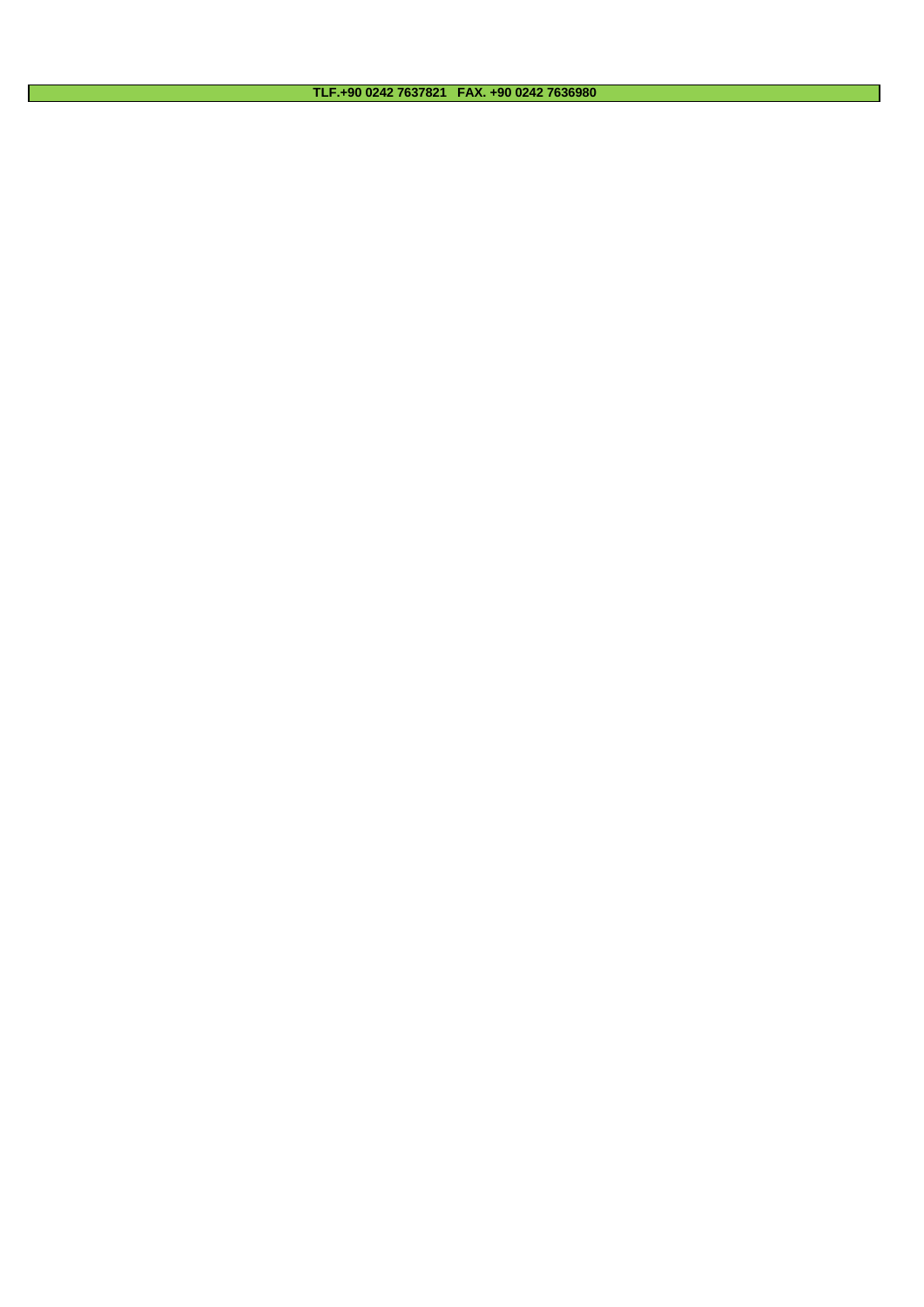**TLF.+90 0242 7637821   FAX. +90 0242 7636980**